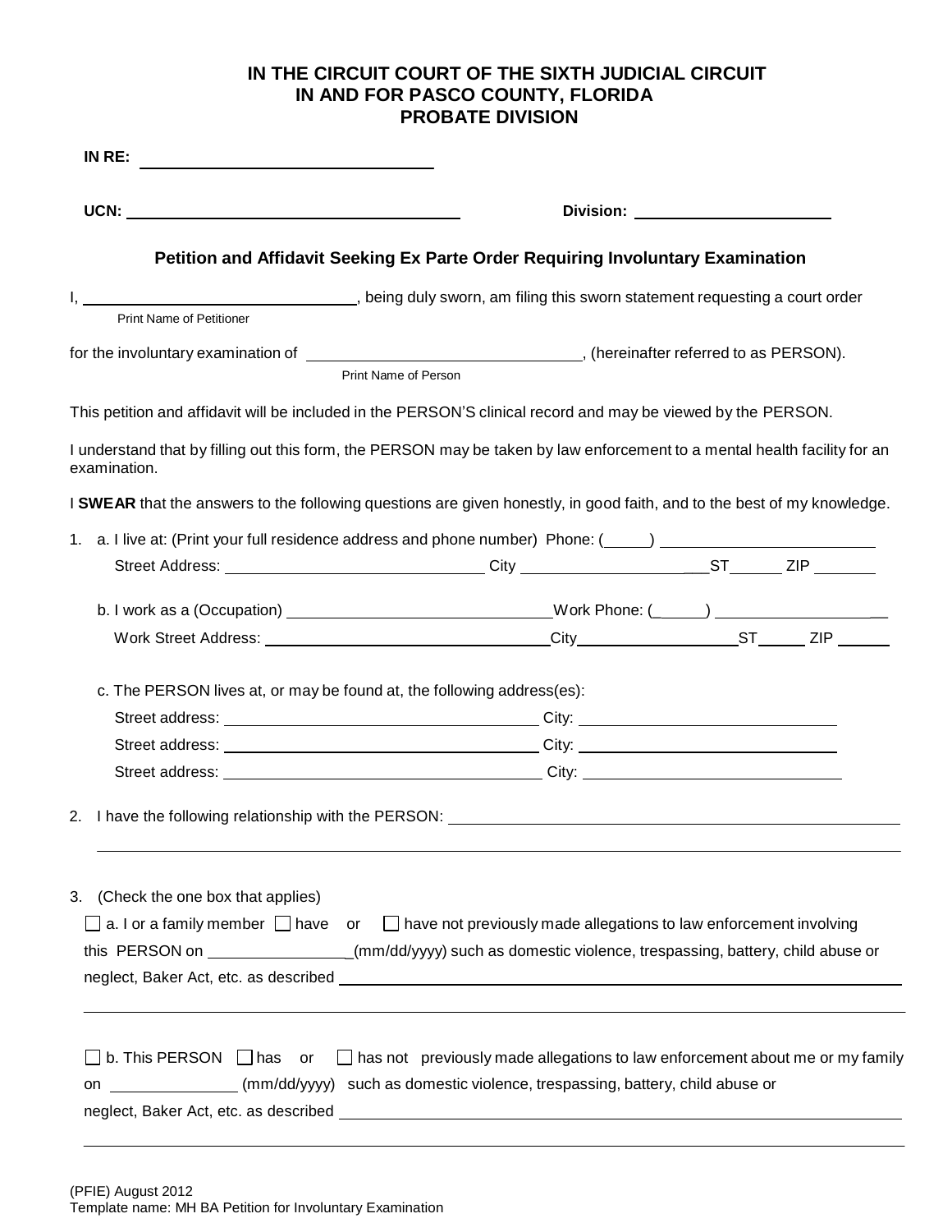**IN THE CIRCUIT COURT OF THE SIXTH JUDICIAL CIRCUIT**
**IN AND FOR PASCO COUNTY, FLORIDA**
**PROBATE DIVISION**

**IN RE:** ______________________________

**UCN:** ______________________________ **Division:** ____________________

### Petition and Affidavit Seeking Ex Parte Order Requiring Involuntary Examination

I, ______________________________, being duly sworn, am filing this sworn statement requesting a court order
Print Name of Petitioner

for the involuntary examination of ______________________________, (hereinafter referred to as PERSON).
Print Name of Person

This petition and affidavit will be included in the PERSON'S clinical record and may be viewed by the PERSON.

I understand that by filling out this form, the PERSON may be taken by law enforcement to a mental health facility for an examination.

I **SWEAR** that the answers to the following questions are given honestly, in good faith, and to the best of my knowledge.

1. a. I live at: (Print your full residence address and phone number) Phone: (_____) ____________________
   Street Address: ________________________ City ________________ ST______ ZIP _______

   b. I work as a (Occupation) ________________________ Work Phone: (_____) ____________________
   Work Street Address: ________________________ City ________________ ST______ ZIP _______

   c. The PERSON lives at, or may be found at, the following address(es):
   Street address: ______________________________ City: ________________________
   Street address: ______________________________ City: ________________________
   Street address: ______________________________ City: ________________________

2. I have the following relationship with the PERSON: ________________________________________
   ________________________________________________________________________

3. (Check the one box that applies)

   ☐ a. I or a family member ☐ have or ☐ have not previously made allegations to law enforcement involving this PERSON on ______________(mm/dd/yyyy) such as domestic violence, trespassing, battery, child abuse or neglect, Baker Act, etc. as described ________________________________________
   ________________________________________________________________________

   ☐ b. This PERSON ☐ has or ☐ has not previously made allegations to law enforcement about me or my family on ______________ (mm/dd/yyyy) such as domestic violence, trespassing, battery, child abuse or neglect, Baker Act, etc. as described ________________________________________
   ________________________________________________________________________

(PFIE) August 2012
Template name: MH BA Petition for Involuntary Examination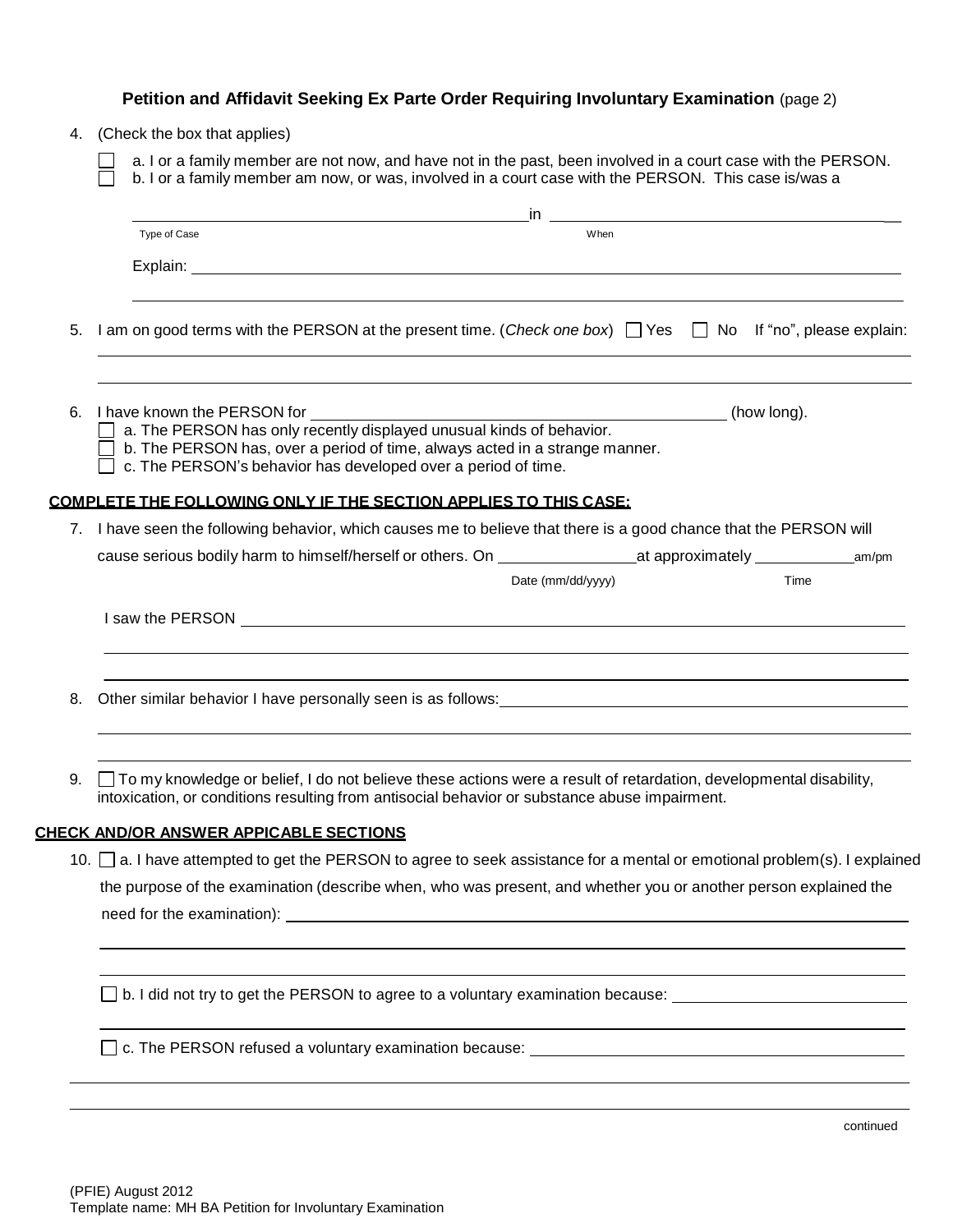**Petition and Affidavit Seeking Ex Parte Order Requiring Involuntary Examination** (page 2)

4. (Check the box that applies)

   ☐ a. I or a family member are not now, and have not in the past, been involved in a court case with the PERSON.
   ☐ b. I or a family member am now, or was, involved in a court case with the PERSON. This case is/was a

   _______________________________ in _______________________________
   Type of Case                                                    When

   Explain: _______________________________________________

   _______________________________________________

5. I am on good terms with the PERSON at the present time. (*Check one box*) ☐ Yes ☐ No If "no", please explain:

   _______________________________________________

   _______________________________________________

6. I have known the PERSON for _______________________________ (how long).
   ☐ a. The PERSON has only recently displayed unusual kinds of behavior.
   ☐ b. The PERSON has, over a period of time, always acted in a strange manner.
   ☐ c. The PERSON's behavior has developed over a period of time.

**COMPLETE THE FOLLOWING ONLY IF THE SECTION APPLIES TO THIS CASE:**

7. I have seen the following behavior, which causes me to believe that there is a good chance that the PERSON will cause serious bodily harm to himself/herself or others. On ______________ at approximately __________ am/pm
   Date (mm/dd/yyyy)                    Time

   I saw the PERSON _______________________________________________

   _______________________________________________

   _______________________________________________

8. Other similar behavior I have personally seen is as follows: _______________________________

   _______________________________________________

   _______________________________________________

9. ☐ To my knowledge or belief, I do not believe these actions were a result of retardation, developmental disability, intoxication, or conditions resulting from antisocial behavior or substance abuse impairment.

**CHECK AND/OR ANSWER APPICABLE SECTIONS**

10. ☐ a. I have attempted to get the PERSON to agree to seek assistance for a mental or emotional problem(s). I explained the purpose of the examination (describe when, who was present, and whether you or another person explained the need for the examination): _______________________________

    _______________________________________________

    _______________________________________________

    ☐ b. I did not try to get the PERSON to agree to a voluntary examination because: _______________________________

    _______________________________________________

    ☐ c. The PERSON refused a voluntary examination because: _______________________________

    _______________________________________________

    _______________________________________________

continued

(PFIE) August 2012
Template name: MH BA Petition for Involuntary Examination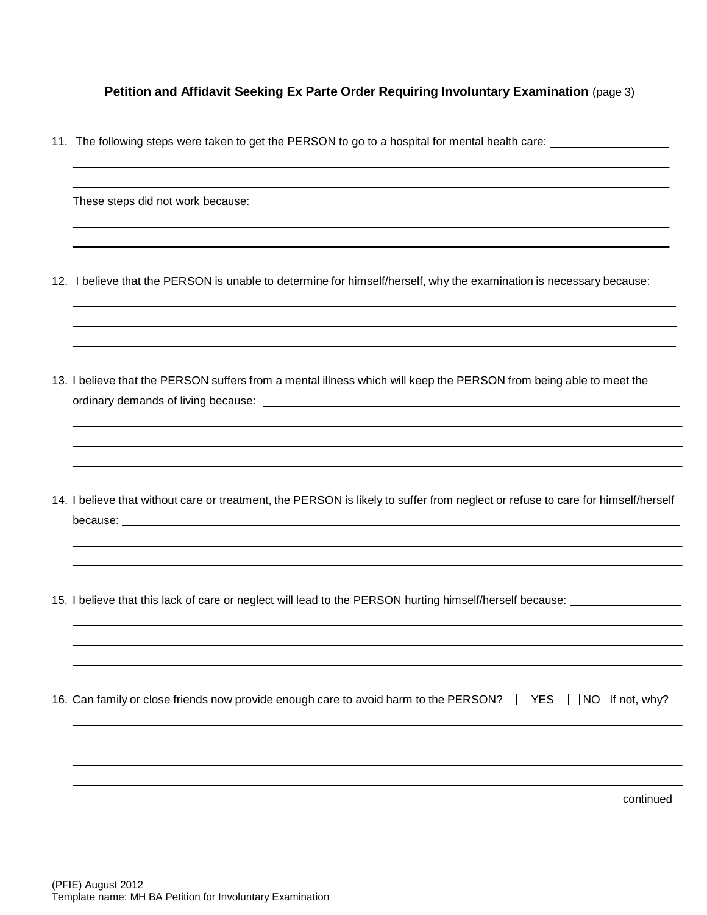**Petition and Affidavit Seeking Ex Parte Order Requiring Involuntary Examination** (page 3)

11. The following steps were taken to get the PERSON to go to a hospital for mental health care: ____________________

    ______________________________________________________________________________

    ______________________________________________________________________________

    These steps did not work because: ____________________________________________

    ______________________________________________________________________________

    ______________________________________________________________________________

12. I believe that the PERSON is unable to determine for himself/herself, why the examination is necessary because:

    ______________________________________________________________________________

    ______________________________________________________________________________

    ______________________________________________________________________________

13. I believe that the PERSON suffers from a mental illness which will keep the PERSON from being able to meet the ordinary demands of living because: ____________________________________________

    ______________________________________________________________________________

    ______________________________________________________________________________

    ______________________________________________________________________________

14. I believe that without care or treatment, the PERSON is likely to suffer from neglect or refuse to care for himself/herself because: ______________________________________________________________

    ______________________________________________________________________________

    ______________________________________________________________________________

15. I believe that this lack of care or neglect will lead to the PERSON hurting himself/herself because: ____________________

    ______________________________________________________________________________

    ______________________________________________________________________________

    ______________________________________________________________________________

16. Can family or close friends now provide enough care to avoid harm to the PERSON? ☐ YES ☐ NO If not, why?

    ______________________________________________________________________________

    ______________________________________________________________________________

    ______________________________________________________________________________

    ______________________________________________________________________________

continued

(PFIE) August 2012
Template name: MH BA Petition for Involuntary Examination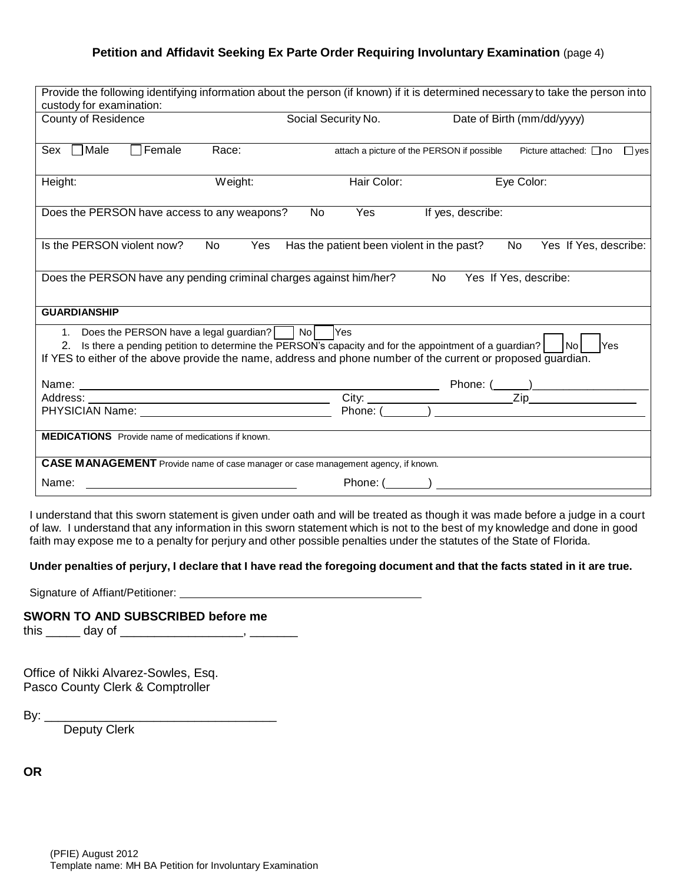# Petition and Affidavit Seeking Ex Parte Order Requiring Involuntary Examination (page 4)

| Provide the following identifying information about the person (if known) if it is determined necessary to take the person into custody for examination: | | | |
|---|---|---|---|
| County of Residence | Social Security No. | Date of Birth (mm/dd/yyyy) | |
| Sex ☐ Male ☐ Female Race: | attach a picture of the PERSON if possible | Picture attached: ☐ no ☐ yes | |
| Height: | Weight: | Hair Color: | Eye Color: |
| Does the PERSON have access to any weapons? No Yes If yes, describe: | | | |
| Is the PERSON violent now? No Yes Has the patient been violent in the past? No Yes If Yes, describe: | | | |
| Does the PERSON have any pending criminal charges against him/her? No Yes If Yes, describe: | | | |
| **GUARDIANSHIP** | | | |

1. Does the PERSON have a legal guardian? ☐ No ☐ Yes
2. Is there a pending petition to determine the PERSON's capacity and for the appointment of a guardian? ☐ No ☐ Yes

If YES to either of the above provide the name, address and phone number of the current or proposed guardian.

Name: ______________________________ Phone: (______)__________________

Address: ______________________________ City: ______________________ Zip__________________

PHYSICIAN Name: ______________________________ Phone: (_______) ______________________________

**MEDICATIONS** Provide name of medications if known.

**CASE MANAGEMENT** Provide name of case manager or case management agency, if known.

Name: ______________________________ Phone: (_______) ______________________________

I understand that this sworn statement is given under oath and will be treated as though it was made before a judge in a court of law. I understand that any information in this sworn statement which is not to the best of my knowledge and done in good faith may expose me to a penalty for perjury and other possible penalties under the statutes of the State of Florida.

**Under penalties of perjury, I declare that I have read the foregoing document and that the facts stated in it are true.**

Signature of Affiant/Petitioner: ______________________________

**SWORN TO AND SUBSCRIBED before me**

this _____ day of __________________, _______

Office of Nikki Alvarez-Sowles, Esq.
Pasco County Clerk & Comptroller

By: __________________________________
Deputy Clerk

**OR**

(PFIE) August 2012
Template name: MH BA Petition for Involuntary Examination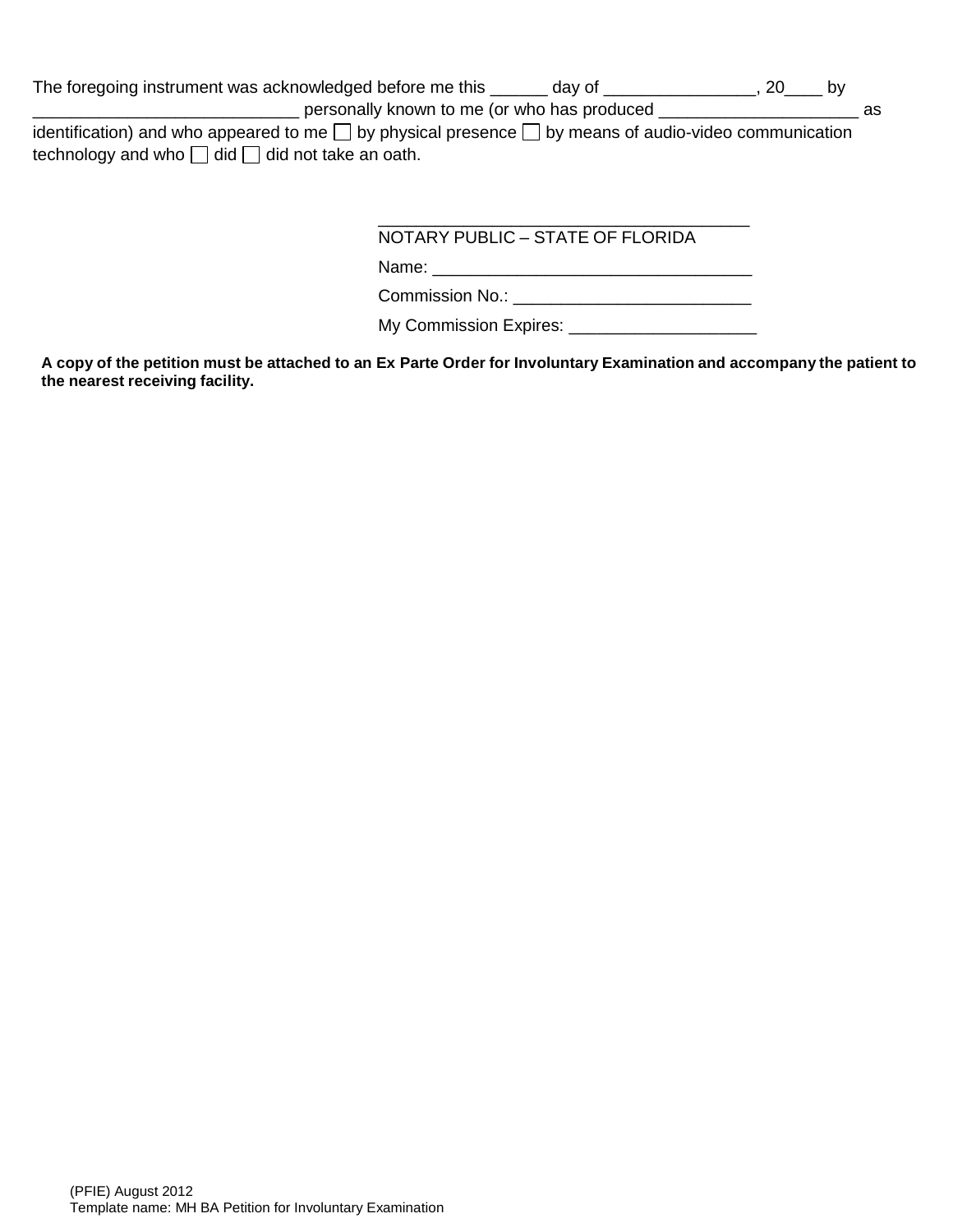The foregoing instrument was acknowledged before me this ______ day of ________________, 20____ by ____________________________ personally known to me (or who has produced _____________________ as identification) and who appeared to me ☐ by physical presence ☐ by means of audio-video communication technology and who ☐ did ☐ did not take an oath.

_______________________________________
NOTARY PUBLIC – STATE OF FLORIDA

Name: __________________________________

Commission No.: _________________________

My Commission Expires: ___________________

**A copy of the petition must be attached to an Ex Parte Order for Involuntary Examination and accompany the patient to the nearest receiving facility.**

(PFIE) August 2012
Template name: MH BA Petition for Involuntary Examination